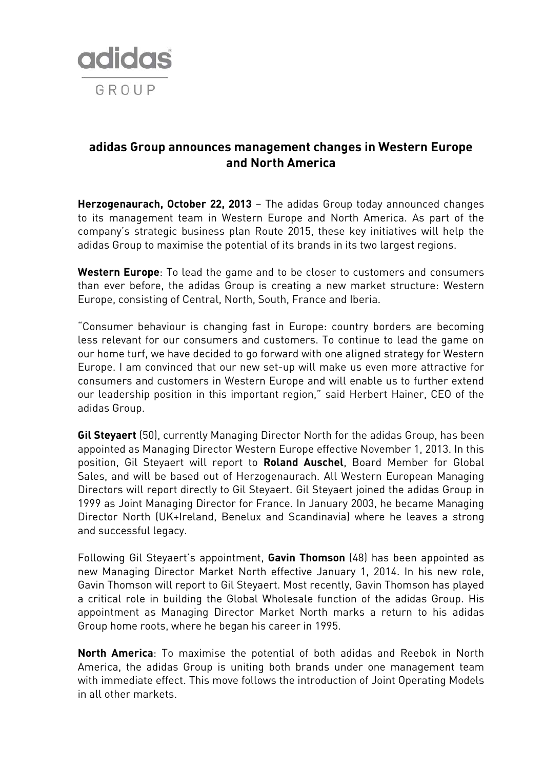# adidas Group announces management changes in Western Europe and North America

**Herzogenaurach, October 22, 2013** – The adidas Group today announced changes to its management team in Western Europe and North America. As part of the company's strategic business plan Route 2015, these key initiatives will help the adidas Group to maximise the potential of its brands in its two largest regions.

**Western Europe**: To lead the game and to be closer to customers and consumers than ever before, the adidas Group is creating a new market structure: Western Europe, consisting of Central, North, South, France and Iberia.

"Consumer behaviour is changing fast in Europe: country borders are becoming less relevant for our consumers and customers. To continue to lead the game on our home turf, we have decided to go forward with one aligned strategy for Western Europe. I am convinced that our new set-up will make us even more attractive for consumers and customers in Western Europe and will enable us to further extend our leadership position in this important region," said Herbert Hainer, CEO of the adidas Group.

**Gil Steyaert** (50), currently Managing Director North for the adidas Group, has been appointed as Managing Director Western Europe effective November 1, 2013. In this position, Gil Steyaert will report to **Roland Auschel**, Board Member for Global Sales, and will be based out of Herzogenaurach. All Western European Managing Directors will report directly to Gil Steyaert. Gil Steyaert joined the adidas Group in 1999 as Joint Managing Director for France. In January 2003, he became Managing Director North (UK+Ireland, Benelux and Scandinavia) where he leaves a strong and successful legacy.

Following Gil Steyaert's appointment, **Gavin Thomson** (48) has been appointed as new Managing Director Market North effective January 1, 2014. In his new role, Gavin Thomson will report to Gil Steyaert. Most recently, Gavin Thomson has played a critical role in building the Global Wholesale function of the adidas Group. His appointment as Managing Director Market North marks a return to his adidas Group home roots, where he began his career in 1995.

**North America**: To maximise the potential of both adidas and Reebok in North America, the adidas Group is uniting both brands under one management team with immediate effect. This move follows the introduction of Joint Operating Models in all other markets.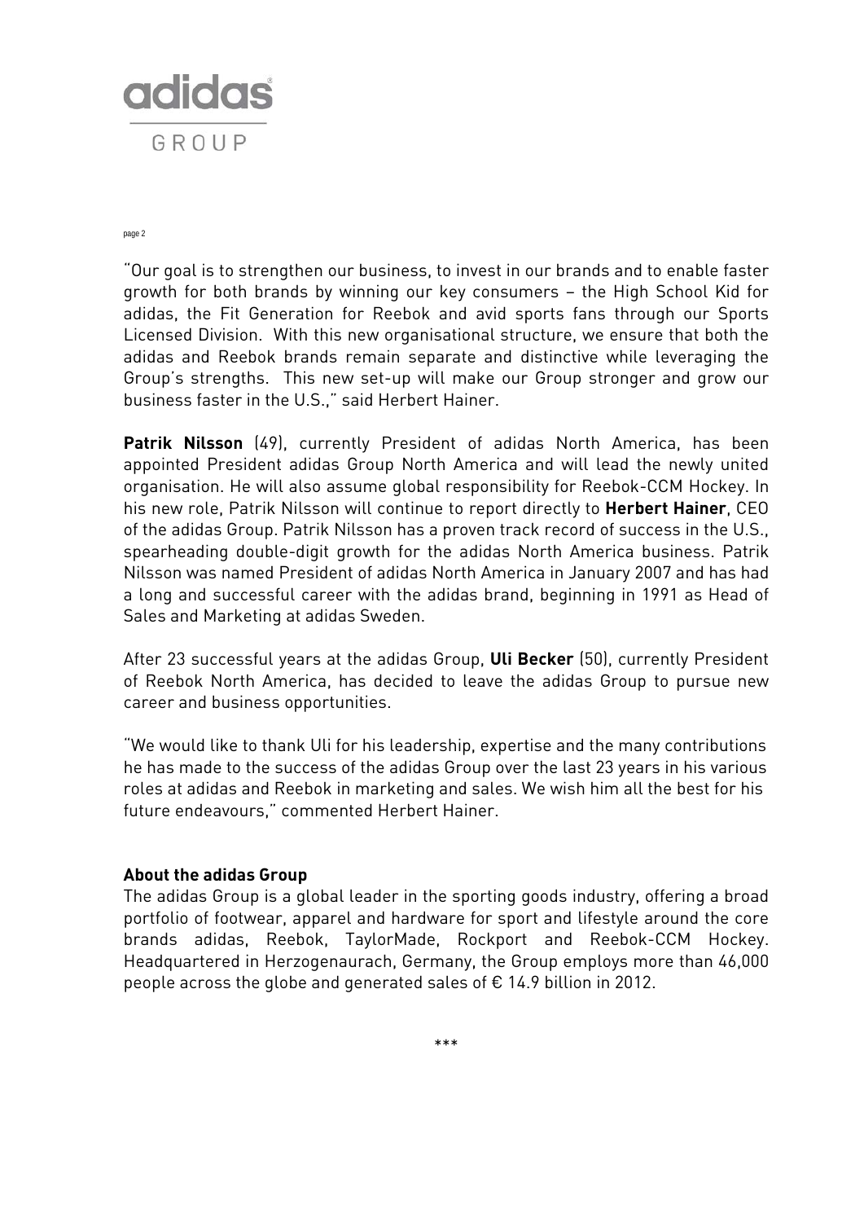"Our goal is to strengthen our business, to invest in our brands and to enable faster growth for both brands by winning our key consumers – the High School Kid for adidas, the Fit Generation for Reebok and avid sports fans through our Sports Licensed Division. With this new organisational structure, we ensure that both the adidas and Reebok brands remain separate and distinctive while leveraging the Group's strengths. This new set-up will make our Group stronger and grow our business faster in the U.S.," said Herbert Hainer.

**Patrik Nilsson** (49), currently President of adidas North America, has been appointed President adidas Group North America and will lead the newly united organisation. He will also assume global responsibility for Reebok-CCM Hockey. In his new role, Patrik Nilsson will continue to report directly to **Herbert Hainer**, CEO of the adidas Group. Patrik Nilsson has a proven track record of success in the U.S., spearheading double-digit growth for the adidas North America business. Patrik Nilsson was named President of adidas North America in January 2007 and has had a long and successful career with the adidas brand, beginning in 1991 as Head of Sales and Marketing at adidas Sweden.

After 23 successful years at the adidas Group, **Uli Becker** (50), currently President of Reebok North America, has decided to leave the adidas Group to pursue new career and business opportunities.

"We would like to thank Uli for his leadership, expertise and the many contributions he has made to the success of the adidas Group over the last 23 years in his various roles at adidas and Reebok in marketing and sales. We wish him all the best for his future endeavours," commented Herbert Hainer.

**About the adidas Group**

The adidas Group is a global leader in the sporting goods industry, offering a broad portfolio of footwear, apparel and hardware for sport and lifestyle around the core brands adidas, Reebok, TaylorMade, Rockport and Reebok-CCM Hockey. Headquartered in Herzogenaurach, Germany, the Group employs more than 46,000 people across the globe and generated sales of € 14.9 billion in 2012.

***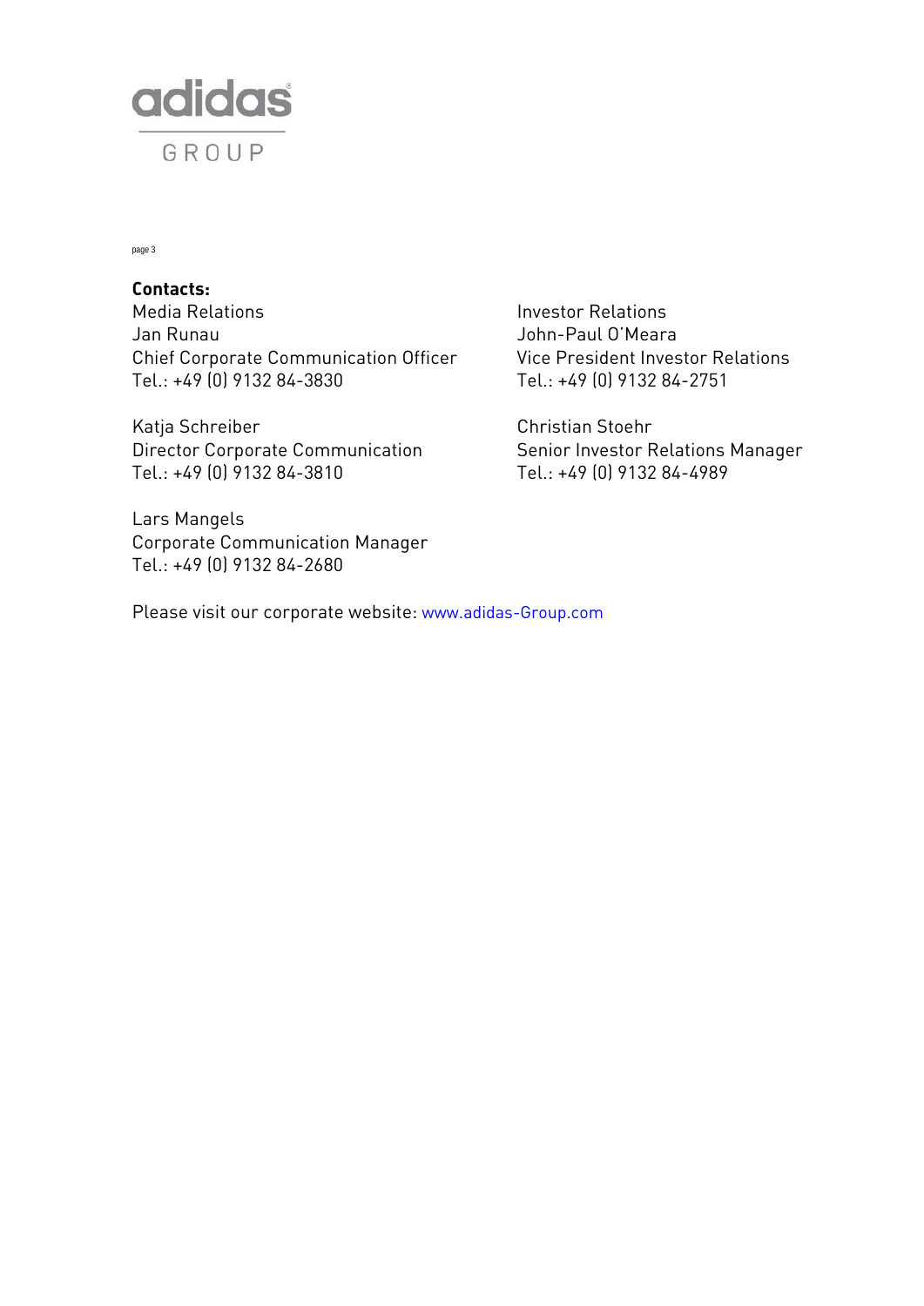**Contacts:**

Media Relations
Jan Runau
Chief Corporate Communication Officer
Tel.: +49 (0) 9132 84-3830

Katja Schreiber
Director Corporate Communication
Tel.: +49 (0) 9132 84-3810

Lars Mangels
Corporate Communication Manager
Tel.: +49 (0) 9132 84-2680

Investor Relations
John-Paul O'Meara
Vice President Investor Relations
Tel.: +49 (0) 9132 84-2751

Christian Stoehr
Senior Investor Relations Manager
Tel.: +49 (0) 9132 84-4989

Please visit our corporate website: www.adidas-Group.com